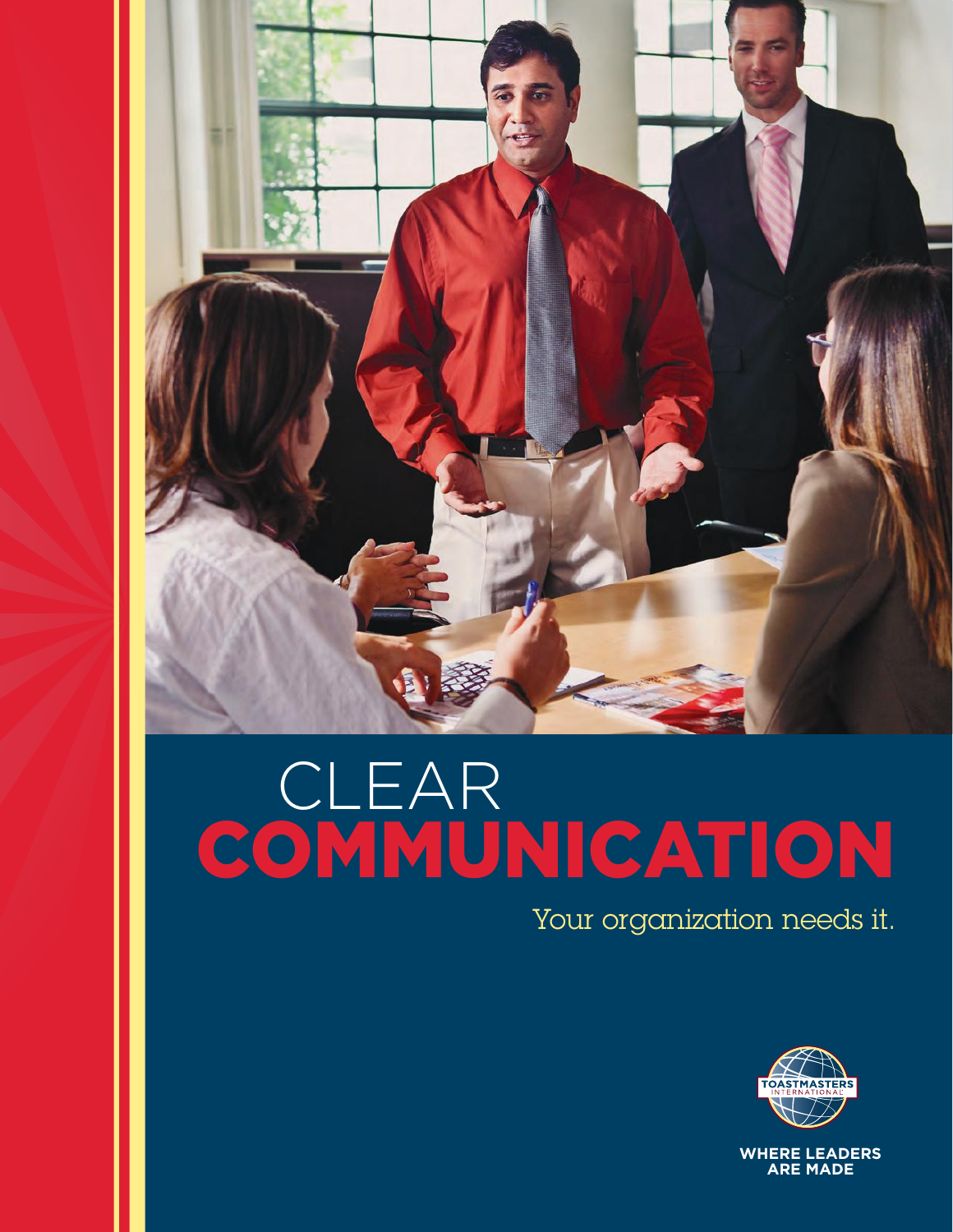# CLEAR COMMUNICATION

Your organization needs it.

TOASTMASTERS INTERNATIONAL

WHERE LEADERS ARE MADE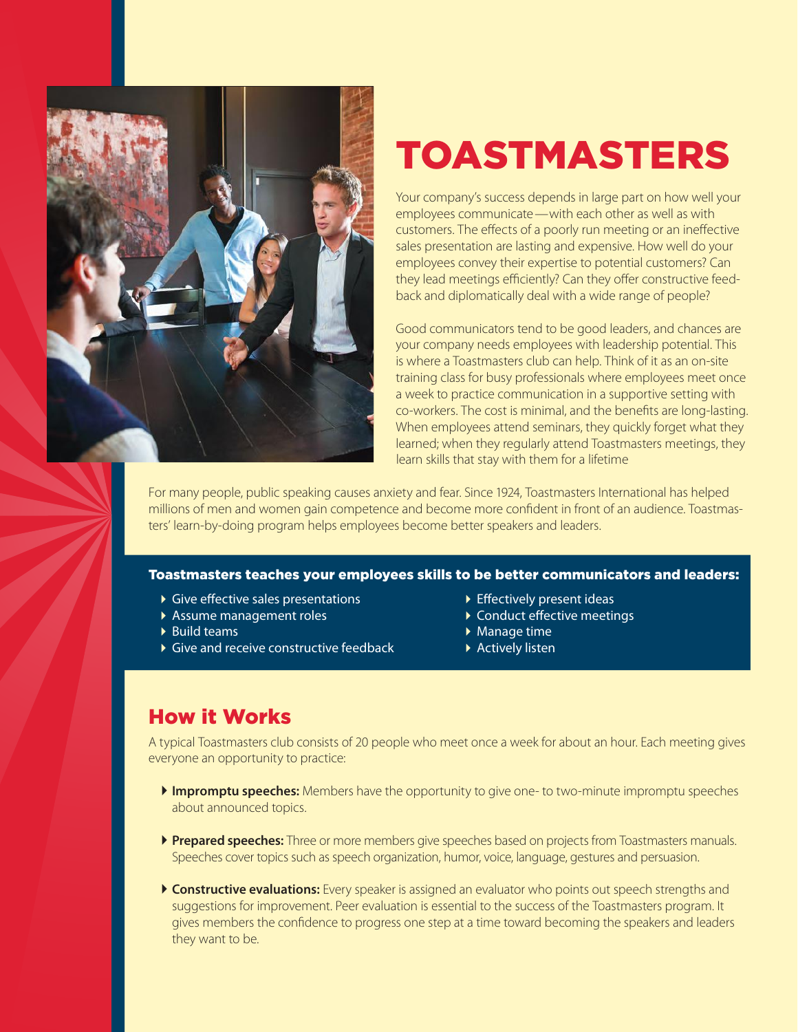# TOASTMASTERS

Your company's success depends in large part on how well your employees communicate—with each other as well as with customers. The effects of a poorly run meeting or an ineffective sales presentation are lasting and expensive. How well do your employees convey their expertise to potential customers? Can they lead meetings efficiently? Can they offer constructive feedback and diplomatically deal with a wide range of people?

Good communicators tend to be good leaders, and chances are your company needs employees with leadership potential. This is where a Toastmasters club can help. Think of it as an on-site training class for busy professionals where employees meet once a week to practice communication in a supportive setting with co-workers. The cost is minimal, and the benefits are long-lasting. When employees attend seminars, they quickly forget what they learned; when they regularly attend Toastmasters meetings, they learn skills that stay with them for a lifetime

For many people, public speaking causes anxiety and fear. Since 1924, Toastmasters International has helped millions of men and women gain competence and become more confident in front of an audience. Toastmasters' learn-by-doing program helps employees become better speakers and leaders.

### Toastmasters teaches your employees skills to be better communicators and leaders:

- Give effective sales presentations
- Assume management roles
- Build teams
- Give and receive constructive feedback
- Effectively present ideas
- Conduct effective meetings
- Manage time
- Actively listen

## How it Works

A typical Toastmasters club consists of 20 people who meet once a week for about an hour. Each meeting gives everyone an opportunity to practice:

- **Impromptu speeches:** Members have the opportunity to give one- to two-minute impromptu speeches about announced topics.
- **Prepared speeches:** Three or more members give speeches based on projects from Toastmasters manuals. Speeches cover topics such as speech organization, humor, voice, language, gestures and persuasion.
- **Constructive evaluations:** Every speaker is assigned an evaluator who points out speech strengths and suggestions for improvement. Peer evaluation is essential to the success of the Toastmasters program. It gives members the confidence to progress one step at a time toward becoming the speakers and leaders they want to be.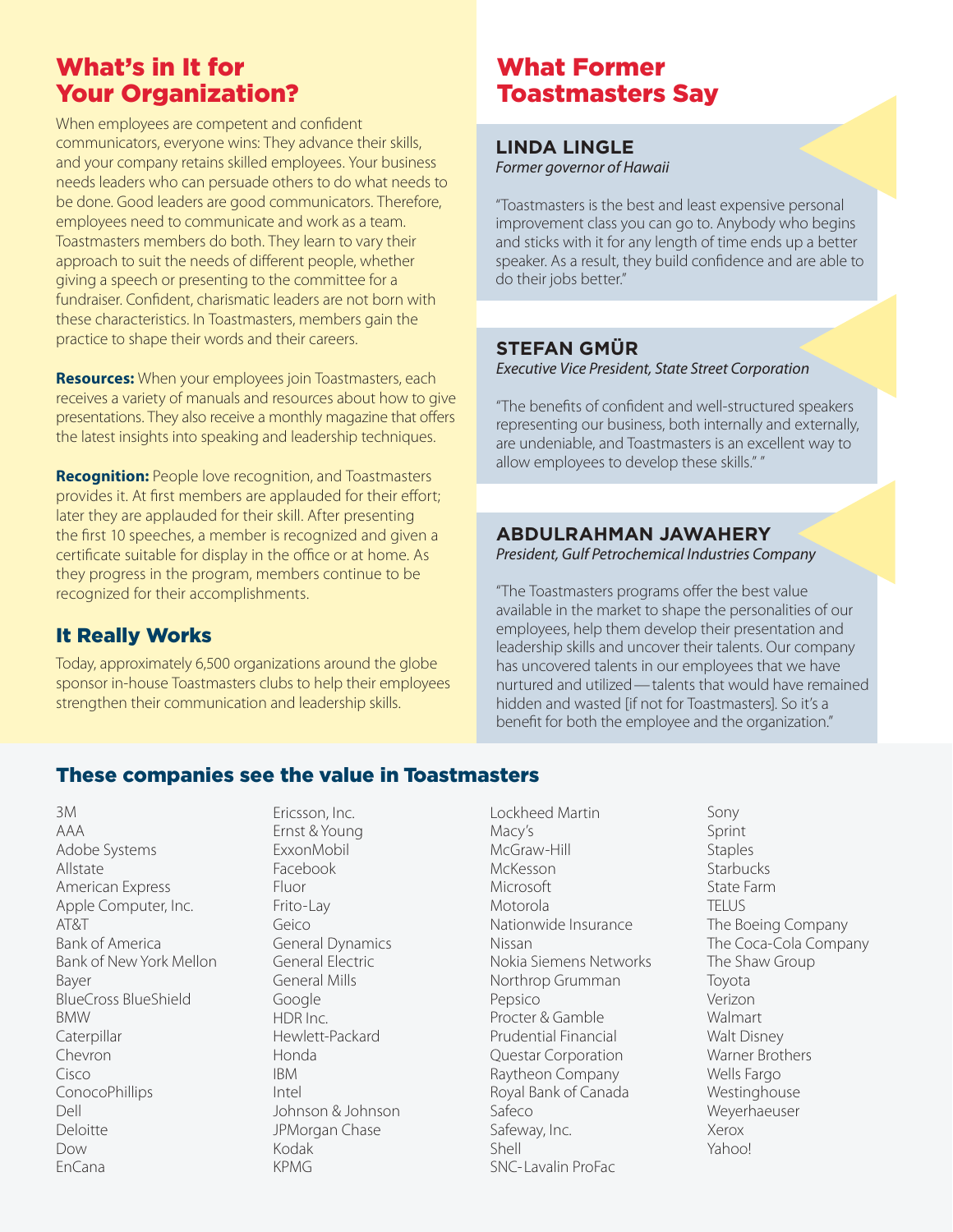## What's in It for Your Organization?

When employees are competent and confident communicators, everyone wins: They advance their skills, and your company retains skilled employees. Your business needs leaders who can persuade others to do what needs to be done. Good leaders are good communicators. Therefore, employees need to communicate and work as a team. Toastmasters members do both. They learn to vary their approach to suit the needs of different people, whether giving a speech or presenting to the committee for a fundraiser. Confident, charismatic leaders are not born with these characteristics. In Toastmasters, members gain the practice to shape their words and their careers.

**Resources:** When your employees join Toastmasters, each receives a variety of manuals and resources about how to give presentations. They also receive a monthly magazine that offers the latest insights into speaking and leadership techniques.

**Recognition:** People love recognition, and Toastmasters provides it. At first members are applauded for their effort; later they are applauded for their skill. After presenting the first 10 speeches, a member is recognized and given a certificate suitable for display in the office or at home. As they progress in the program, members continue to be recognized for their accomplishments.

## It Really Works

Today, approximately 6,500 organizations around the globe sponsor in-house Toastmasters clubs to help their employees strengthen their communication and leadership skills.

## What Former Toastmasters Say

### LINDA LINGLE
*Former governor of Hawaii*

"Toastmasters is the best and least expensive personal improvement class you can go to. Anybody who begins and sticks with it for any length of time ends up a better speaker. As a result, they build confidence and are able to do their jobs better."

### STEFAN GMÜR
*Executive Vice President, State Street Corporation*

"The benefits of confident and well-structured speakers representing our business, both internally and externally, are undeniable, and Toastmasters is an excellent way to allow employees to develop these skills." "

### ABDULRAHMAN JAWAHERY
*President, Gulf Petrochemical Industries Company*

"The Toastmasters programs offer the best value available in the market to shape the personalities of our employees, help them develop their presentation and leadership skills and uncover their talents. Our company has uncovered talents in our employees that we have nurtured and utilized — talents that would have remained hidden and wasted [if not for Toastmasters]. So it's a benefit for both the employee and the organization."

## These companies see the value in Toastmasters

3M
AAA
Adobe Systems
Allstate
American Express
Apple Computer, Inc.
AT&T
Bank of America
Bank of New York Mellon
Bayer
BlueCross BlueShield
BMW
Caterpillar
Chevron
Cisco
ConocoPhillips
Dell
Deloitte
Dow
EnCana
Ericsson, Inc.
Ernst & Young
ExxonMobil
Facebook
Fluor
Frito-Lay
Geico
General Dynamics
General Electric
General Mills
Google
HDR Inc.
Hewlett-Packard
Honda
IBM
Intel
Johnson & Johnson
JPMorgan Chase
Kodak
KPMG
Lockheed Martin
Macy's
McGraw-Hill
McKesson
Microsoft
Motorola
Nationwide Insurance
Nissan
Nokia Siemens Networks
Northrop Grumman
Pepsico
Procter & Gamble
Prudential Financial
Questar Corporation
Raytheon Company
Royal Bank of Canada
Safeco
Safeway, Inc.
Shell
SNC-Lavalin ProFac
Sony
Sprint
Staples
Starbucks
State Farm
TELUS
The Boeing Company
The Coca-Cola Company
The Shaw Group
Toyota
Verizon
Walmart
Walt Disney
Warner Brothers
Wells Fargo
Westinghouse
Weyerhaeuser
Xerox
Yahoo!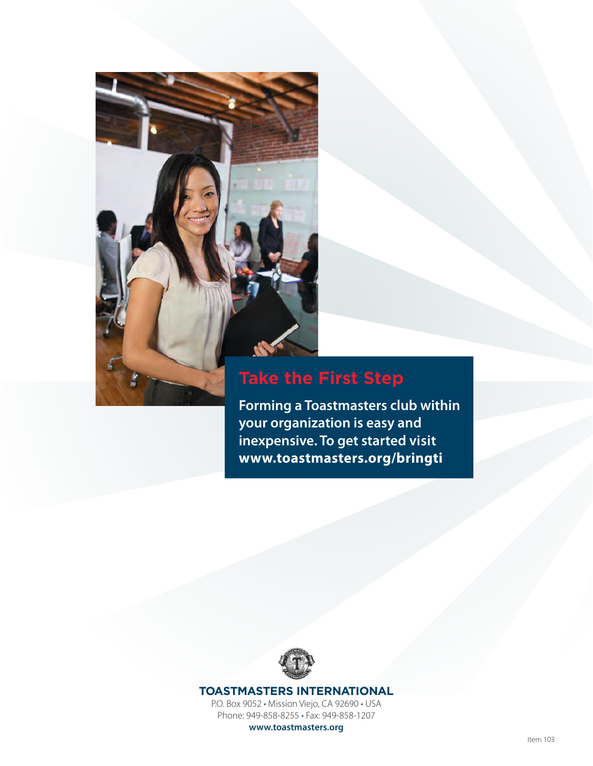## Take the First Step

**Forming a Toastmasters club within your organization is easy and inexpensive. To get started visit www.toastmasters.org/bringti**

**TOASTMASTERS INTERNATIONAL**

P.O. Box 9052 • Mission Viejo, CA 92690 • USA

Phone: 949-858-8255 • Fax: 949-858-1207

**www.toastmasters.org**

Item 103